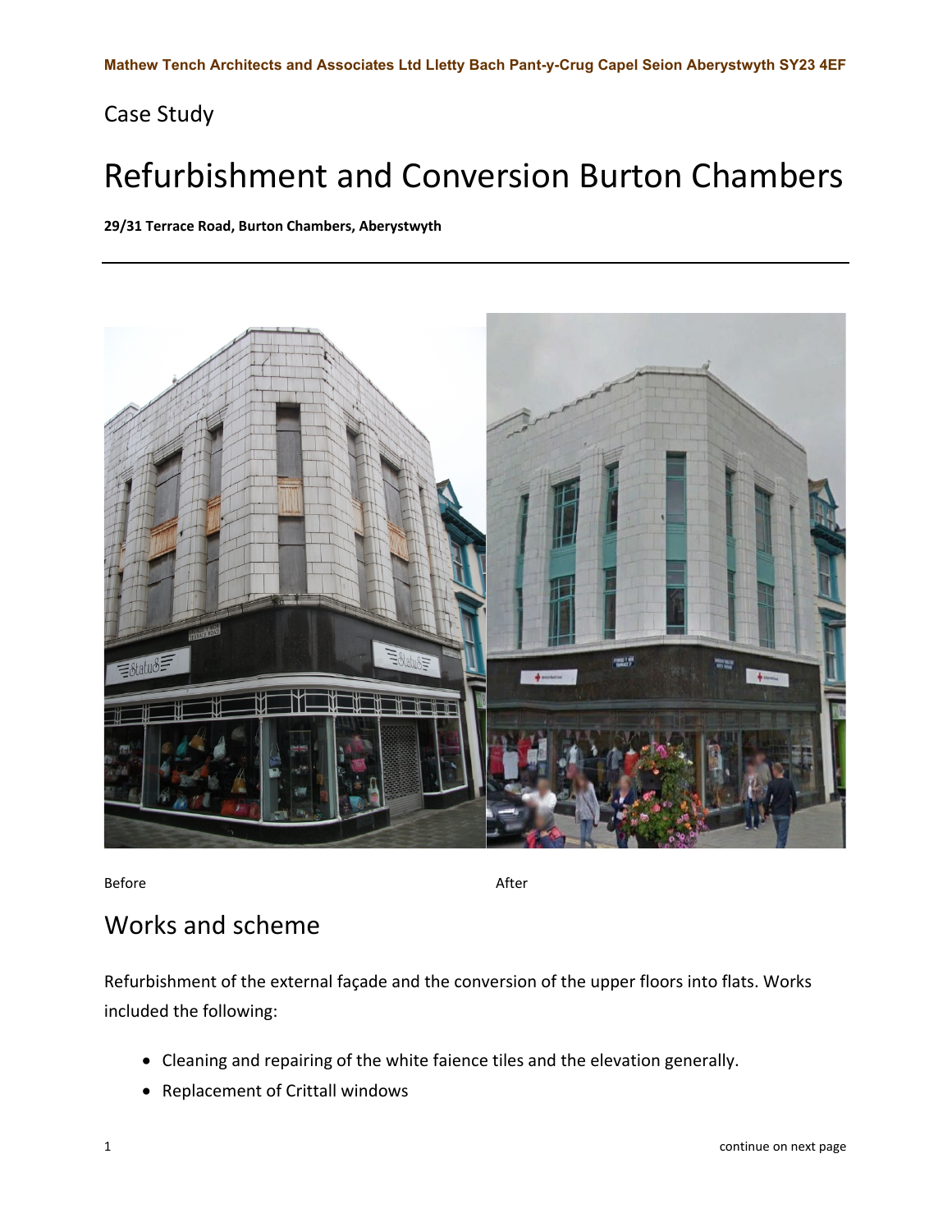Mathew Tench Architects and Associates Ltd Lletty Bach Pant-y-Crug Capel Seion Aberystwyth SY23 4EF

Case Study

# Refurbishment and Conversion Burton Chambers

**29/31 Terrace Road, Burton Chambers, Aberystwyth**

---

Before

After

## Works and scheme

Refurbishment of the external façade and the conversion of the upper floors into flats. Works included the following:

- Cleaning and repairing of the white faience tiles and the elevation generally.
- Replacement of Crittall windows

continue on next page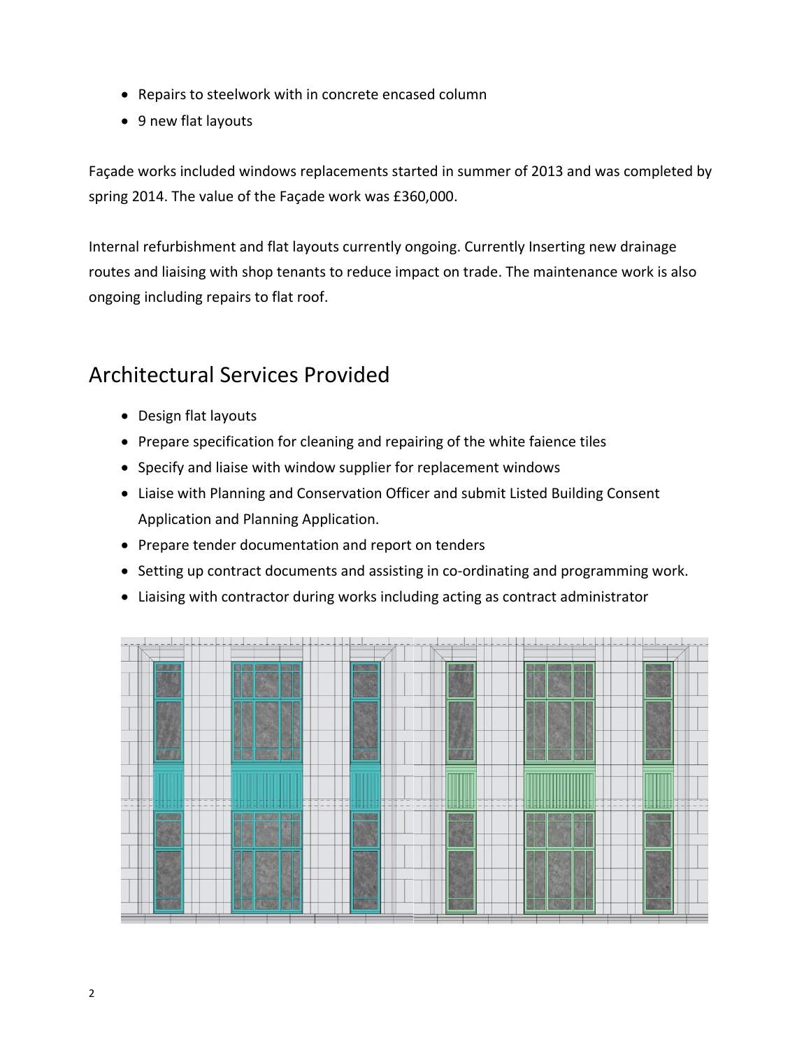- Repairs to steelwork with in concrete encased column
- 9 new flat layouts

Façade works included windows replacements started in summer of 2013 and was completed by spring 2014. The value of the Façade work was £360,000.

Internal refurbishment and flat layouts currently ongoing. Currently Inserting new drainage routes and liaising with shop tenants to reduce impact on trade. The maintenance work is also ongoing including repairs to flat roof.

## Architectural Services Provided

- Design flat layouts
- Prepare specification for cleaning and repairing of the white faience tiles
- Specify and liaise with window supplier for replacement windows
- Liaise with Planning and Conservation Officer and submit Listed Building Consent Application and Planning Application.
- Prepare tender documentation and report on tenders
- Setting up contract documents and assisting in co-ordinating and programming work.
- Liaising with contractor during works including acting as contract administrator